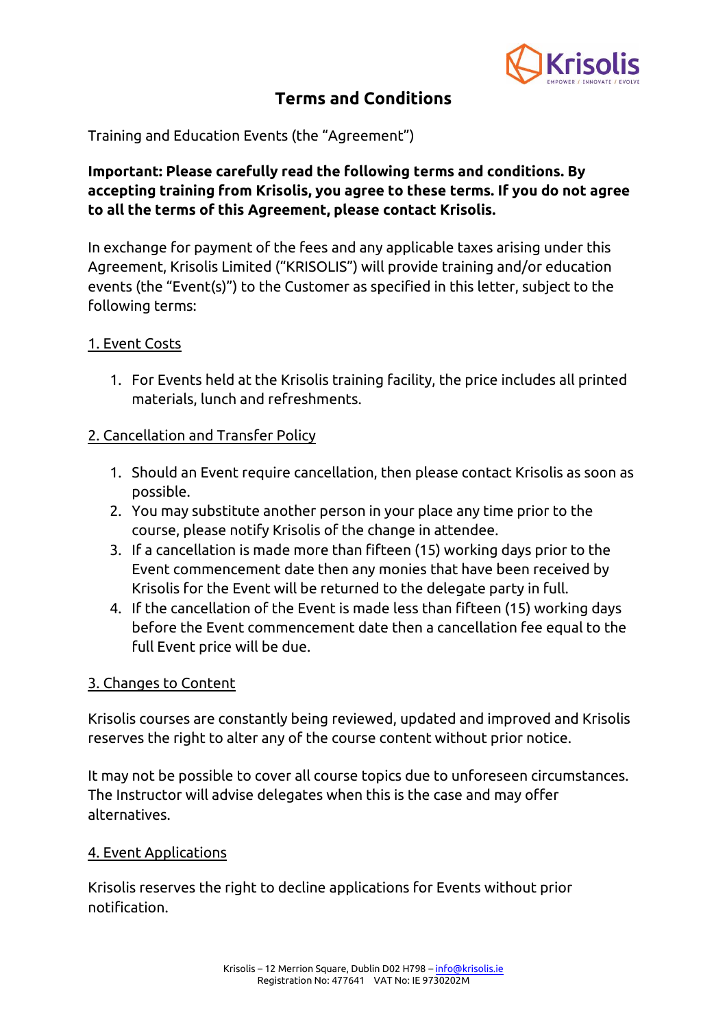# Terms and Conditions

Training and Education Events (the "Agreement")

**Important: Please carefully read the following terms and conditions. By accepting training from Krisolis, you agree to these terms. If you do not agree to all the terms of this Agreement, please contact Krisolis.**

In exchange for payment of the fees and any applicable taxes arising under this Agreement, Krisolis Limited ("KRISOLIS") will provide training and/or education events (the "Event(s)") to the Customer as specified in this letter, subject to the following terms:

## 1. Event Costs

1. For Events held at the Krisolis training facility, the price includes all printed materials, lunch and refreshments.

## 2. Cancellation and Transfer Policy

1. Should an Event require cancellation, then please contact Krisolis as soon as possible.
2. You may substitute another person in your place any time prior to the course, please notify Krisolis of the change in attendee.
3. If a cancellation is made more than fifteen (15) working days prior to the Event commencement date then any monies that have been received by Krisolis for the Event will be returned to the delegate party in full.
4. If the cancellation of the Event is made less than fifteen (15) working days before the Event commencement date then a cancellation fee equal to the full Event price will be due.

## 3. Changes to Content

Krisolis courses are constantly being reviewed, updated and improved and Krisolis reserves the right to alter any of the course content without prior notice.

It may not be possible to cover all course topics due to unforeseen circumstances. The Instructor will advise delegates when this is the case and may offer alternatives.

## 4. Event Applications

Krisolis reserves the right to decline applications for Events without prior notification.

Krisolis – 12 Merrion Square, Dublin D02 H798 – info@krisolis.ie
Registration No: 477641 VAT No: IE 9730202M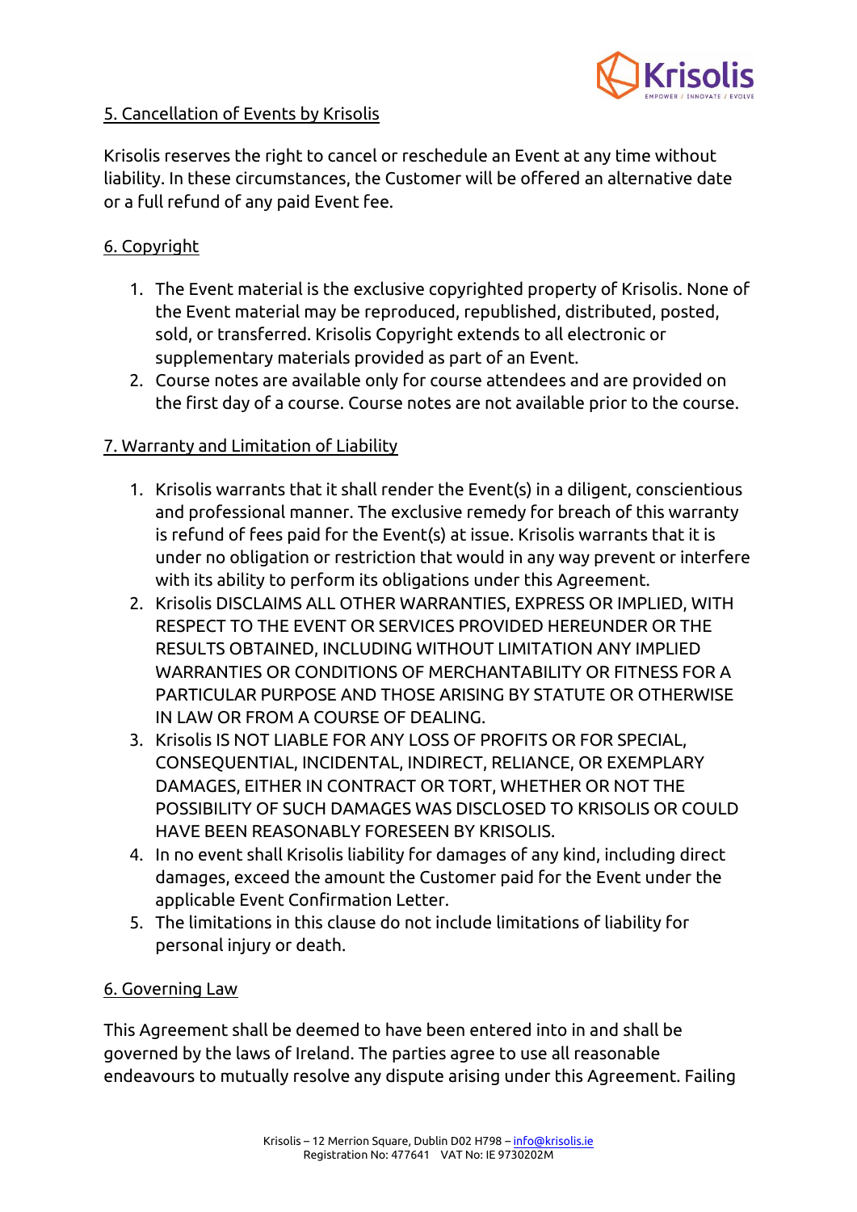## 5. Cancellation of Events by Krisolis

Krisolis reserves the right to cancel or reschedule an Event at any time without liability. In these circumstances, the Customer will be offered an alternative date or a full refund of any paid Event fee.

## 6. Copyright

1. The Event material is the exclusive copyrighted property of Krisolis. None of the Event material may be reproduced, republished, distributed, posted, sold, or transferred. Krisolis Copyright extends to all electronic or supplementary materials provided as part of an Event.
2. Course notes are available only for course attendees and are provided on the first day of a course. Course notes are not available prior to the course.

## 7. Warranty and Limitation of Liability

1. Krisolis warrants that it shall render the Event(s) in a diligent, conscientious and professional manner. The exclusive remedy for breach of this warranty is refund of fees paid for the Event(s) at issue. Krisolis warrants that it is under no obligation or restriction that would in any way prevent or interfere with its ability to perform its obligations under this Agreement.
2. Krisolis DISCLAIMS ALL OTHER WARRANTIES, EXPRESS OR IMPLIED, WITH RESPECT TO THE EVENT OR SERVICES PROVIDED HEREUNDER OR THE RESULTS OBTAINED, INCLUDING WITHOUT LIMITATION ANY IMPLIED WARRANTIES OR CONDITIONS OF MERCHANTABILITY OR FITNESS FOR A PARTICULAR PURPOSE AND THOSE ARISING BY STATUTE OR OTHERWISE IN LAW OR FROM A COURSE OF DEALING.
3. Krisolis IS NOT LIABLE FOR ANY LOSS OF PROFITS OR FOR SPECIAL, CONSEQUENTIAL, INCIDENTAL, INDIRECT, RELIANCE, OR EXEMPLARY DAMAGES, EITHER IN CONTRACT OR TORT, WHETHER OR NOT THE POSSIBILITY OF SUCH DAMAGES WAS DISCLOSED TO KRISOLIS OR COULD HAVE BEEN REASONABLY FORESEEN BY KRISOLIS.
4. In no event shall Krisolis liability for damages of any kind, including direct damages, exceed the amount the Customer paid for the Event under the applicable Event Confirmation Letter.
5. The limitations in this clause do not include limitations of liability for personal injury or death.

## 6. Governing Law

This Agreement shall be deemed to have been entered into in and shall be governed by the laws of Ireland. The parties agree to use all reasonable endeavours to mutually resolve any dispute arising under this Agreement. Failing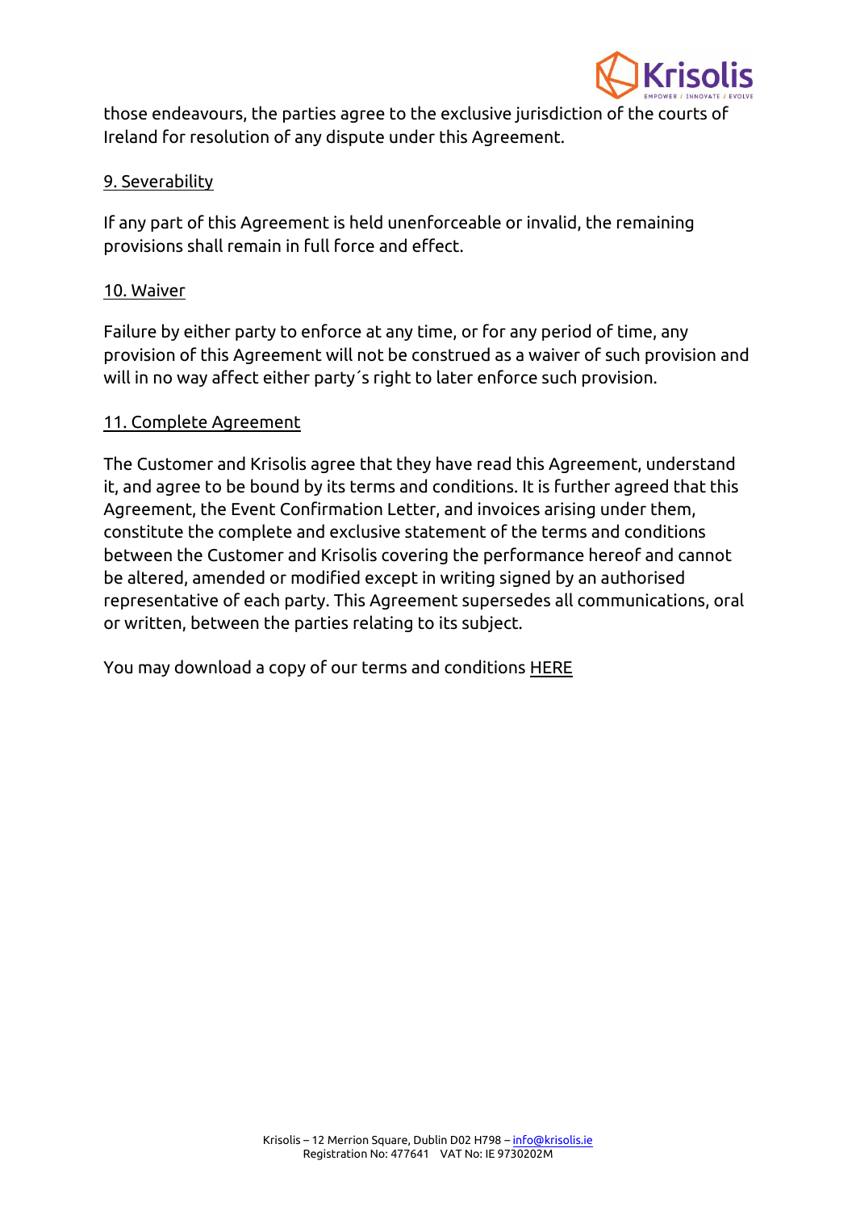those endeavours, the parties agree to the exclusive jurisdiction of the courts of Ireland for resolution of any dispute under this Agreement.

## 9. Severability

If any part of this Agreement is held unenforceable or invalid, the remaining provisions shall remain in full force and effect.

## 10. Waiver

Failure by either party to enforce at any time, or for any period of time, any provision of this Agreement will not be construed as a waiver of such provision and will in no way affect either party´s right to later enforce such provision.

## 11. Complete Agreement

The Customer and Krisolis agree that they have read this Agreement, understand it, and agree to be bound by its terms and conditions. It is further agreed that this Agreement, the Event Confirmation Letter, and invoices arising under them, constitute the complete and exclusive statement of the terms and conditions between the Customer and Krisolis covering the performance hereof and cannot be altered, amended or modified except in writing signed by an authorised representative of each party. This Agreement supersedes all communications, oral or written, between the parties relating to its subject.

You may download a copy of our terms and conditions HERE